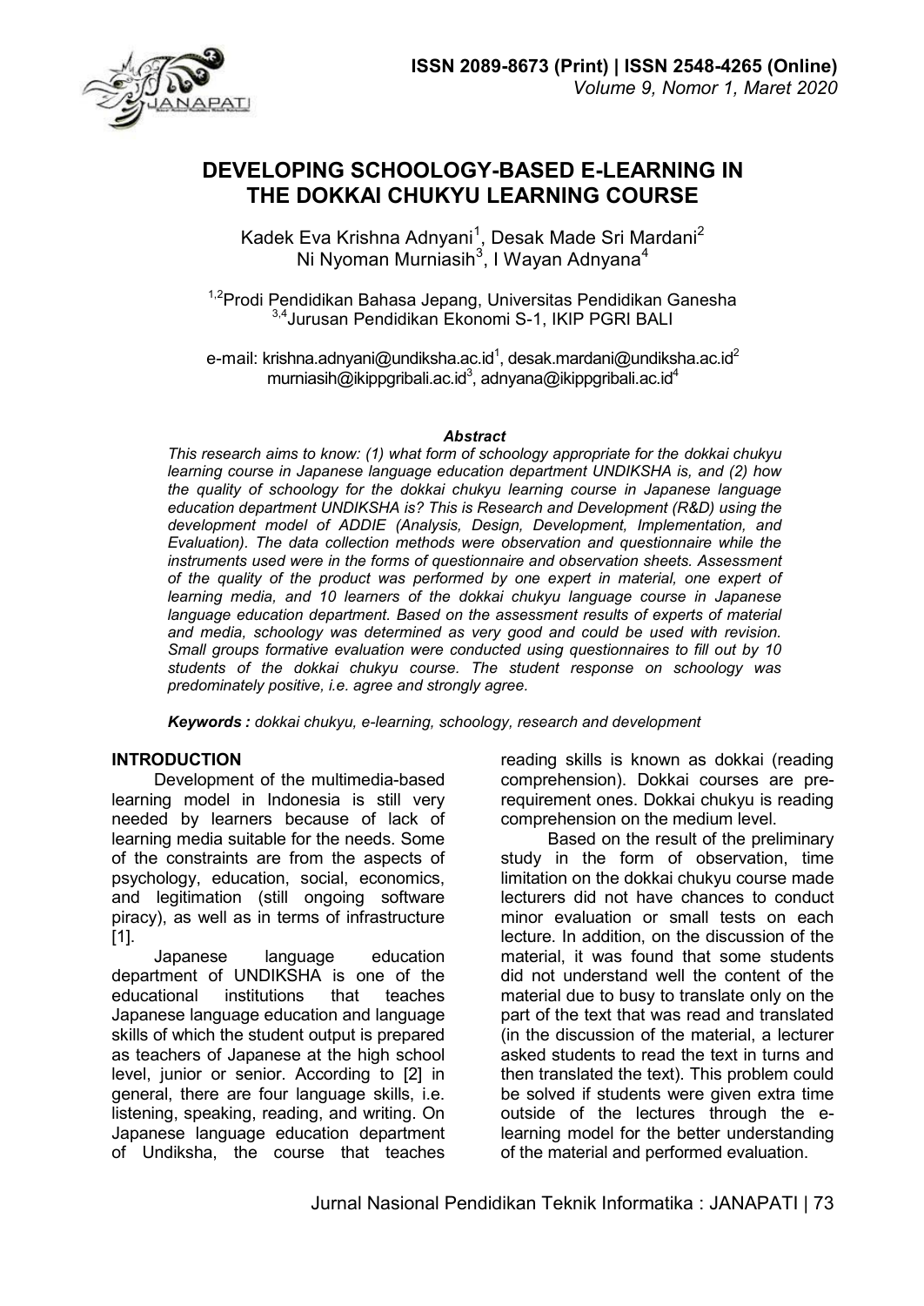# DEVELOPING SCHOOLOGY-BASED E-LEARNING IN THE DOKKAI CHUKYU LEARNING COURSE

Kadek Eva Krishna Adnyani[1], Desak Made Sri Mardani[2]
Ni Nyoman Murniasih[3], I Wayan Adnyana[4]

[1,2]Prodi Pendidikan Bahasa Jepang, Universitas Pendidikan Ganesha
[3,4]Jurusan Pendidikan Ekonomi S-1, IKIP PGRI BALI

e-mail: krishna.adnyani@undiksha.ac.id[1], desak.mardani@undiksha.ac.id[2]
murniasih@ikippgribali.ac.id[3], adnyana@ikippgribali.ac.id[4]

### *Abstract*

*This research aims to know: (1) what form of schoology appropriate for the dokkai chukyu learning course in Japanese language education department UNDIKSHA is, and (2) how the quality of schoology for the dokkai chukyu learning course in Japanese language education department UNDIKSHA is? This is Research and Development (R&D) using the development model of ADDIE (Analysis, Design, Development, Implementation, and Evaluation). The data collection methods were observation and questionnaire while the instruments used were in the forms of questionnaire and observation sheets. Assessment of the quality of the product was performed by one expert in material, one expert of learning media, and 10 learners of the dokkai chukyu language course in Japanese language education department. Based on the assessment results of experts of material and media, schoology was determined as very good and could be used with revision. Small groups formative evaluation were conducted using questionnaires to fill out by 10 students of the dokkai chukyu course. The student response on schoology was predominately positive, i.e. agree and strongly agree.*

***Keywords :** dokkai chukyu, e-learning, schoology, research and development*

## INTRODUCTION

Development of the multimedia-based learning model in Indonesia is still very needed by learners because of lack of learning media suitable for the needs. Some of the constraints are from the aspects of psychology, education, social, economics, and legitimation (still ongoing software piracy), as well as in terms of infrastructure [1].

Japanese language education department of UNDIKSHA is one of the educational institutions that teaches Japanese language education and language skills of which the student output is prepared as teachers of Japanese at the high school level, junior or senior. According to [2] in general, there are four language skills, i.e. listening, speaking, reading, and writing. On Japanese language education department of Undiksha, the course that teaches reading skills is known as dokkai (reading comprehension). Dokkai courses are pre-requirement ones. Dokkai chukyu is reading comprehension on the medium level.

Based on the result of the preliminary study in the form of observation, time limitation on the dokkai chukyu course made lecturers did not have chances to conduct minor evaluation or small tests on each lecture. In addition, on the discussion of the material, it was found that some students did not understand well the content of the material due to busy to translate only on the part of the text that was read and translated (in the discussion of the material, a lecturer asked students to read the text in turns and then translated the text). This problem could be solved if students were given extra time outside of the lectures through the e-learning model for the better understanding of the material and performed evaluation.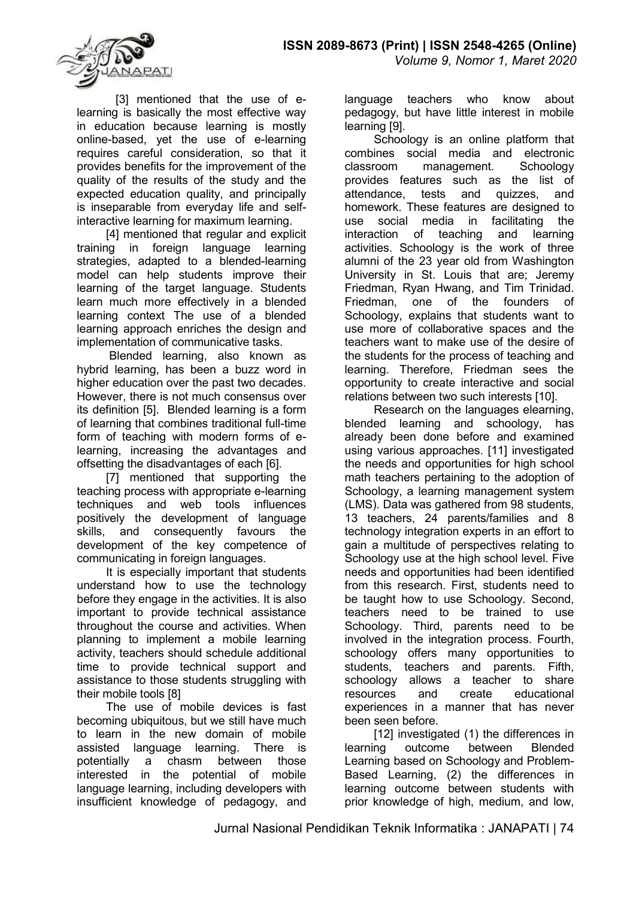[3] mentioned that the use of e-learning is basically the most effective way in education because learning is mostly online-based, yet the use of e-learning requires careful consideration, so that it provides benefits for the improvement of the quality of the results of the study and the expected education quality, and principally is inseparable from everyday life and self-interactive learning for maximum learning.

[4] mentioned that regular and explicit training in foreign language learning strategies, adapted to a blended-learning model can help students improve their learning of the target language. Students learn much more effectively in a blended learning context The use of a blended learning approach enriches the design and implementation of communicative tasks.

Blended learning, also known as hybrid learning, has been a buzz word in higher education over the past two decades. However, there is not much consensus over its definition [5]. Blended learning is a form of learning that combines traditional full-time form of teaching with modern forms of e-learning, increasing the advantages and offsetting the disadvantages of each [6].

[7] mentioned that supporting the teaching process with appropriate e-learning techniques and web tools influences positively the development of language skills, and consequently favours the development of the key competence of communicating in foreign languages.

It is especially important that students understand how to use the technology before they engage in the activities. It is also important to provide technical assistance throughout the course and activities. When planning to implement a mobile learning activity, teachers should schedule additional time to provide technical support and assistance to those students struggling with their mobile tools [8]

The use of mobile devices is fast becoming ubiquitous, but we still have much to learn in the new domain of mobile assisted language learning. There is potentially a chasm between those interested in the potential of mobile language learning, including developers with insufficient knowledge of pedagogy, and language teachers who know about pedagogy, but have little interest in mobile learning [9].

Schoology is an online platform that combines social media and electronic classroom management. Schoology provides features such as the list of attendance, tests and quizzes, and homework. These features are designed to use social media in facilitating the interaction of teaching and learning activities. Schoology is the work of three alumni of the 23 year old from Washington University in St. Louis that are; Jeremy Friedman, Ryan Hwang, and Tim Trinidad. Friedman, one of the founders of Schoology, explains that students want to use more of collaborative spaces and the teachers want to make use of the desire of the students for the process of teaching and learning. Therefore, Friedman sees the opportunity to create interactive and social relations between two such interests [10].

Research on the languages elearning, blended learning and schoology, has already been done before and examined using various approaches. [11] investigated the needs and opportunities for high school math teachers pertaining to the adoption of Schoology, a learning management system (LMS). Data was gathered from 98 students, 13 teachers, 24 parents/families and 8 technology integration experts in an effort to gain a multitude of perspectives relating to Schoology use at the high school level. Five needs and opportunities had been identified from this research. First, students need to be taught how to use Schoology. Second, teachers need to be trained to use Schoology. Third, parents need to be involved in the integration process. Fourth, schoology offers many opportunities to students, teachers and parents. Fifth, schoology allows a teacher to share resources and create educational experiences in a manner that has never been seen before.

[12] investigated (1) the differences in learning outcome between Blended Learning based on Schoology and Problem-Based Learning, (2) the differences in learning outcome between students with prior knowledge of high, medium, and low,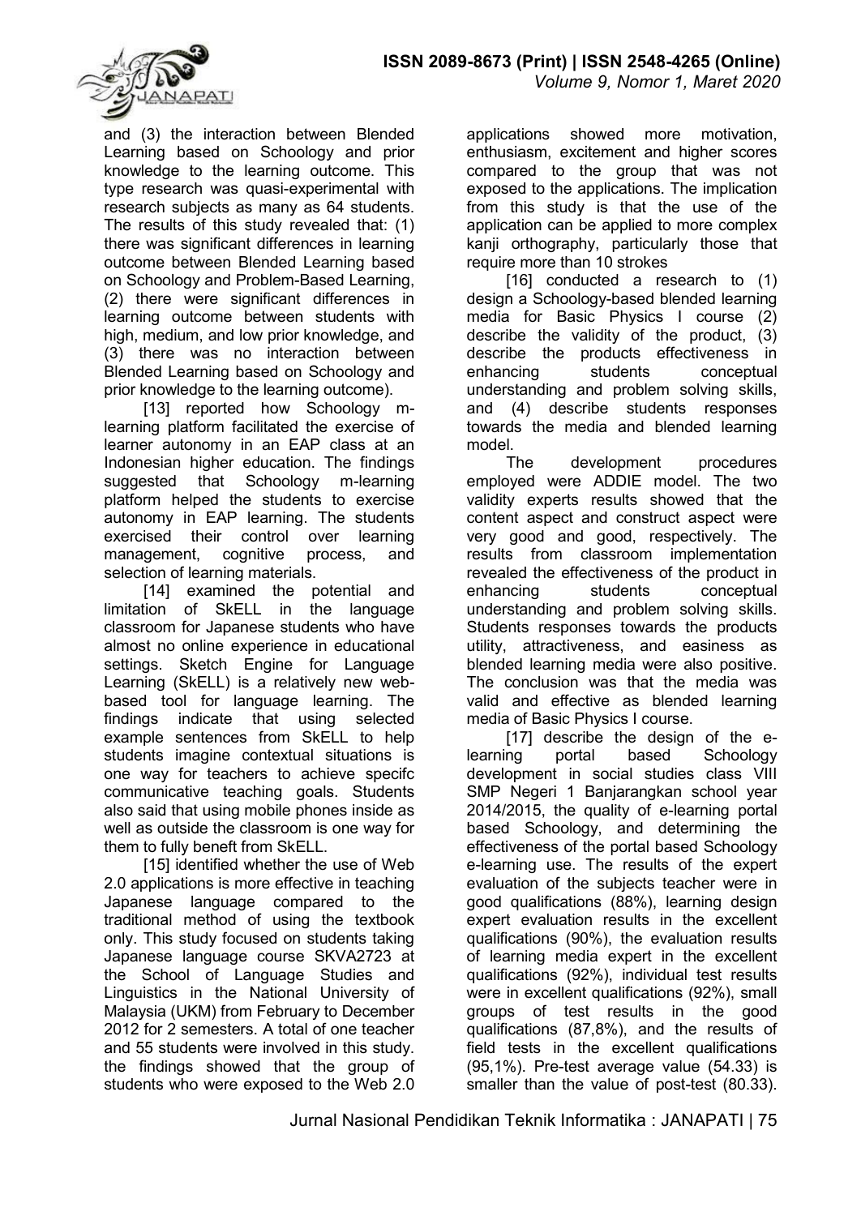and (3) the interaction between Blended Learning based on Schoology and prior knowledge to the learning outcome. This type research was quasi-experimental with research subjects as many as 64 students. The results of this study revealed that: (1) there was significant differences in learning outcome between Blended Learning based on Schoology and Problem-Based Learning, (2) there were significant differences in learning outcome between students with high, medium, and low prior knowledge, and (3) there was no interaction between Blended Learning based on Schoology and prior knowledge to the learning outcome).

[13] reported how Schoology m-learning platform facilitated the exercise of learner autonomy in an EAP class at an Indonesian higher education. The findings suggested that Schoology m-learning platform helped the students to exercise autonomy in EAP learning. The students exercised their control over learning management, cognitive process, and selection of learning materials.

[14] examined the potential and limitation of SkELL in the language classroom for Japanese students who have almost no online experience in educational settings. Sketch Engine for Language Learning (SkELL) is a relatively new web-based tool for language learning. The findings indicate that using selected example sentences from SkELL to help students imagine contextual situations is one way for teachers to achieve specifc communicative teaching goals. Students also said that using mobile phones inside as well as outside the classroom is one way for them to fully beneft from SkELL.

[15] identified whether the use of Web 2.0 applications is more effective in teaching Japanese language compared to the traditional method of using the textbook only. This study focused on students taking Japanese language course SKVA2723 at the School of Language Studies and Linguistics in the National University of Malaysia (UKM) from February to December 2012 for 2 semesters. A total of one teacher and 55 students were involved in this study. the findings showed that the group of students who were exposed to the Web 2.0 applications showed more motivation, enthusiasm, excitement and higher scores compared to the group that was not exposed to the applications. The implication from this study is that the use of the application can be applied to more complex kanji orthography, particularly those that require more than 10 strokes

[16] conducted a research to (1) design a Schoology-based blended learning media for Basic Physics I course (2) describe the validity of the product, (3) describe the products effectiveness in enhancing students conceptual understanding and problem solving skills, and (4) describe students responses towards the media and blended learning model.

The development procedures employed were ADDIE model. The two validity experts results showed that the content aspect and construct aspect were very good and good, respectively. The results from classroom implementation revealed the effectiveness of the product in enhancing students conceptual understanding and problem solving skills. Students responses towards the products utility, attractiveness, and easiness as blended learning media were also positive. The conclusion was that the media was valid and effective as blended learning media of Basic Physics I course.

[17] describe the design of the e-learning portal based Schoology development in social studies class VIII SMP Negeri 1 Banjarangkan school year 2014/2015, the quality of e-learning portal based Schoology, and determining the effectiveness of the portal based Schoology e-learning use. The results of the expert evaluation of the subjects teacher were in good qualifications (88%), learning design expert evaluation results in the excellent qualifications (90%), the evaluation results of learning media expert in the excellent qualifications (92%), individual test results were in excellent qualifications (92%), small groups of test results in the good qualifications (87,8%), and the results of field tests in the excellent qualifications (95,1%). Pre-test average value (54.33) is smaller than the value of post-test (80.33).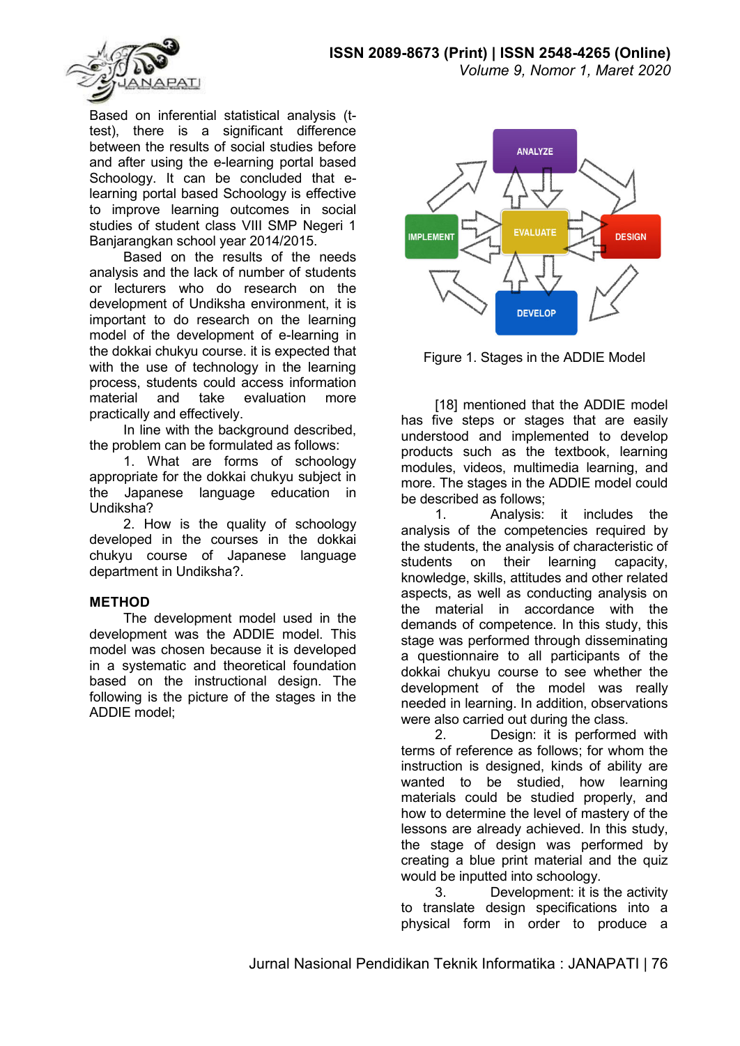Based on inferential statistical analysis (t-test), there is a significant difference between the results of social studies before and after using the e-learning portal based Schoology. It can be concluded that e-learning portal based Schoology is effective to improve learning outcomes in social studies of student class VIII SMP Negeri 1 Banjarangkan school year 2014/2015.

Based on the results of the needs analysis and the lack of number of students or lecturers who do research on the development of Undiksha environment, it is important to do research on the learning model of the development of e-learning in the dokkai chukyu course. it is expected that with the use of technology in the learning process, students could access information material and take evaluation more practically and effectively.

In line with the background described, the problem can be formulated as follows:

1. What are forms of schoology appropriate for the dokkai chukyu subject in the Japanese language education in Undiksha?
2. How is the quality of schoology developed in the courses in the dokkai chukyu course of Japanese language department in Undiksha?.

## METHOD

The development model used in the development was the ADDIE model. This model was chosen because it is developed in a systematic and theoretical foundation based on the instructional design. The following is the picture of the stages in the ADDIE model;

Figure 1. Stages in the ADDIE Model

[18] mentioned that the ADDIE model has five steps or stages that are easily understood and implemented to develop products such as the textbook, learning modules, videos, multimedia learning, and more. The stages in the ADDIE model could be described as follows;

1. Analysis: it includes the analysis of the competencies required by the students, the analysis of characteristic of students on their learning capacity, knowledge, skills, attitudes and other related aspects, as well as conducting analysis on the material in accordance with the demands of competence. In this study, this stage was performed through disseminating a questionnaire to all participants of the dokkai chukyu course to see whether the development of the model was really needed in learning. In addition, observations were also carried out during the class.
2. Design: it is performed with terms of reference as follows; for whom the instruction is designed, kinds of ability are wanted to be studied, how learning materials could be studied properly, and how to determine the level of mastery of the lessons are already achieved. In this study, the stage of design was performed by creating a blue print material and the quiz would be inputted into schoology.
3. Development: it is the activity to translate design specifications into a physical form in order to produce a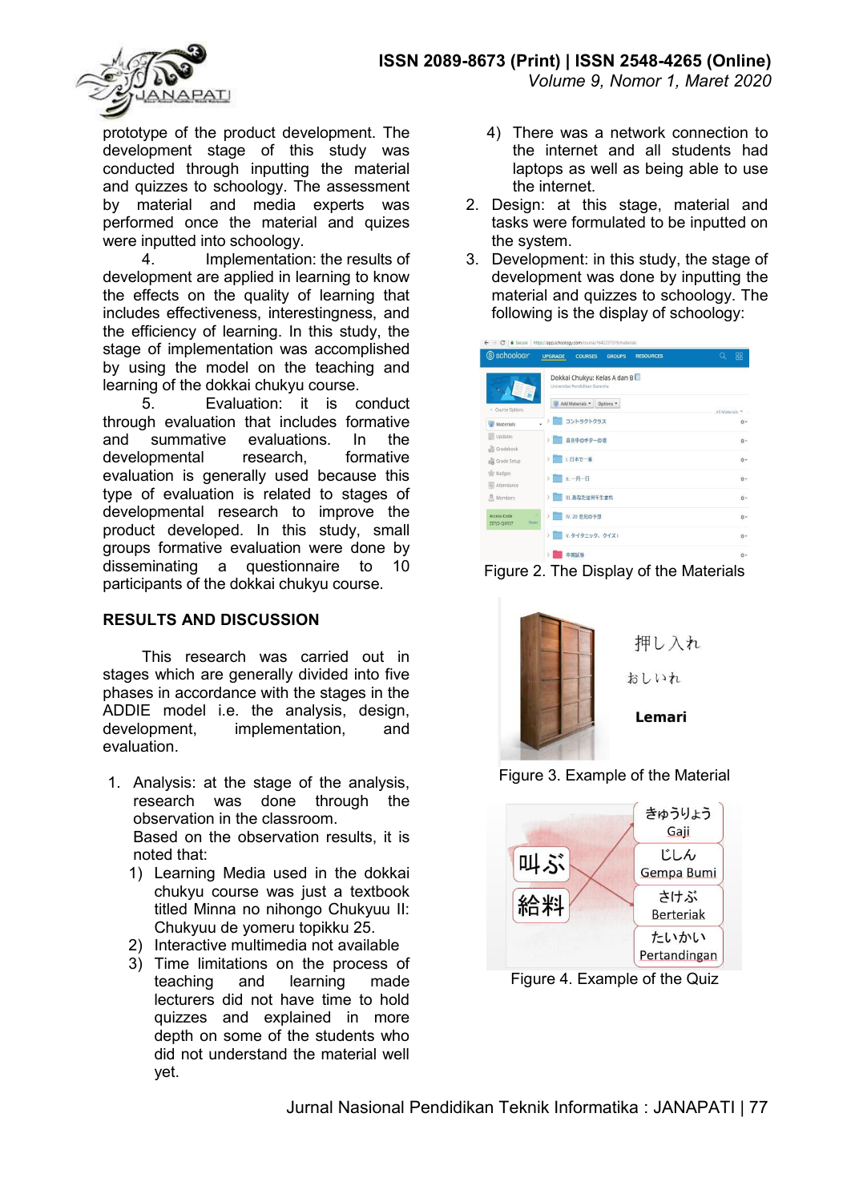prototype of the product development. The development stage of this study was conducted through inputting the material and quizzes to schoology. The assessment by material and media experts was performed once the material and quizes were inputted into schoology.

4. Implementation: the results of development are applied in learning to know the effects on the quality of learning that includes effectiveness, interestingness, and the efficiency of learning. In this study, the stage of implementation was accomplished by using the model on the teaching and learning of the dokkai chukyu course.

5. Evaluation: it is conduct through evaluation that includes formative and summative evaluations. In the developmental research, formative evaluation is generally used because this type of evaluation is related to stages of developmental research to improve the product developed. In this study, small groups formative evaluation were done by disseminating a questionnaire to 10 participants of the dokkai chukyu course.

## RESULTS AND DISCUSSION

This research was carried out in stages which are generally divided into five phases in accordance with the stages in the ADDIE model i.e. the analysis, design, development, implementation, and evaluation.

1. Analysis: at the stage of the analysis, research was done through the observation in the classroom.
   Based on the observation results, it is noted that:
   1) Learning Media used in the dokkai chukyu course was just a textbook titled Minna no nihongo Chukyuu II: Chukyuu de yomeru topikku 25.
   2) Interactive multimedia not available
   3) Time limitations on the process of teaching and learning made lecturers did not have time to hold quizzes and explained in more depth on some of the students who did not understand the material well yet.
   4) There was a network connection to the internet and all students had laptops as well as being able to use the internet.
2. Design: at this stage, material and tasks were formulated to be inputted on the system.
3. Development: in this study, the stage of development was done by inputting the material and quizzes to schoology. The following is the display of schoology:

Figure 2. The Display of the Materials

Figure 3. Example of the Material

Figure 4. Example of the Quiz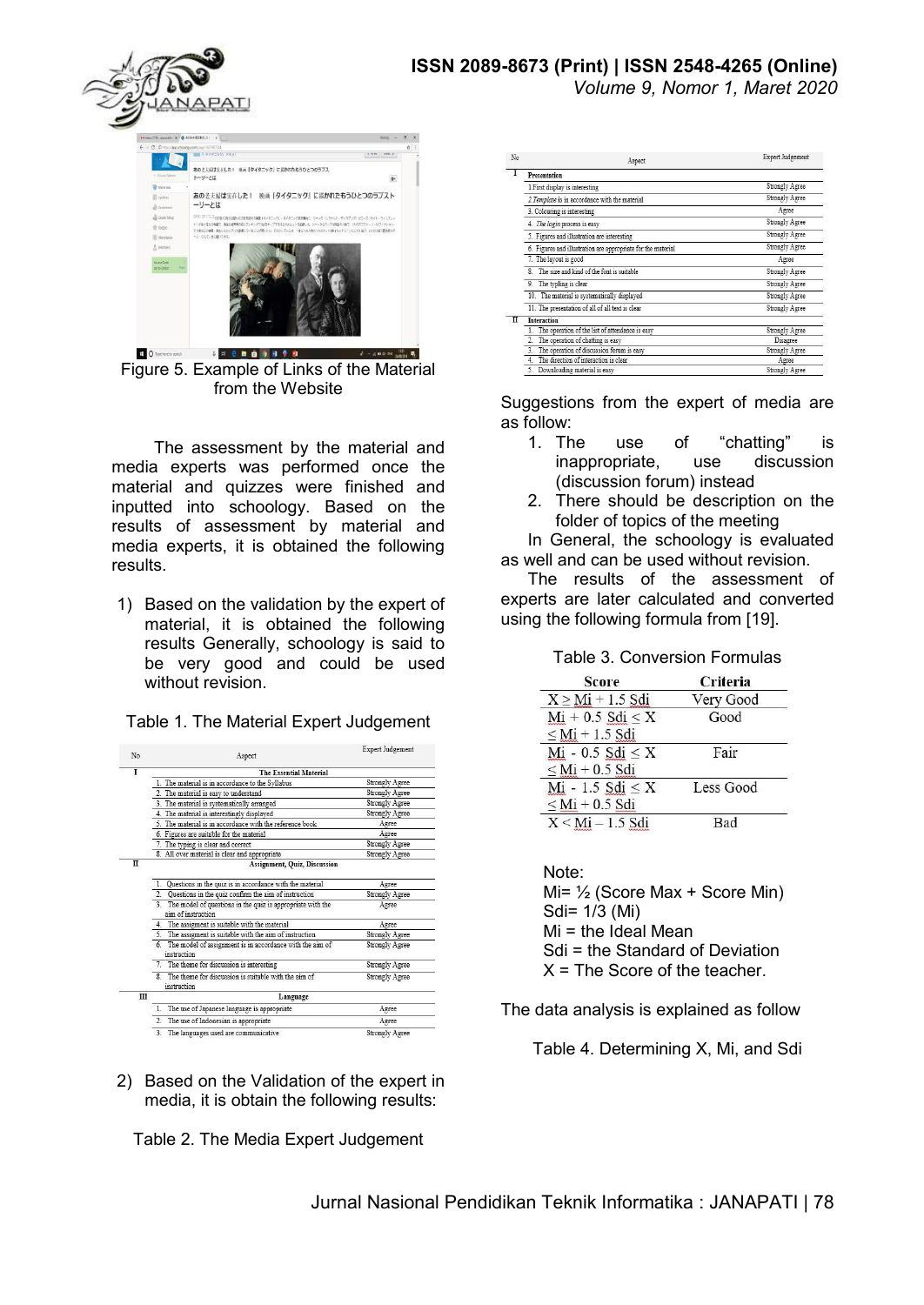Figure 5. Example of Links of the Material from the Website

The assessment by the material and media experts was performed once the material and quizzes were finished and inputted into schoology. Based on the results of assessment by material and media experts, it is obtained the following results.

1) Based on the validation by the expert of material, it is obtained the following results Generally, schoology is said to be very good and could be used without revision.

Table 1. The Material Expert Judgement

| No | Aspect | Expert Judgement |
|---|---|---|
| I | **The Essential Material** | |
| | 1. The material is in accordance to the Syllabus | Strongly Agree |
| | 2. The material is easy to understand | Strongly Agree |
| | 3. The material is systematically arranged | Strongly Agree |
| | 4. The material is interestingly displayed | Strongly Agree |
| | 5. The material is in accordance with the reference book | Agree |
| | 6. Figures are suitable for the material | Agree |
| | 7. The typing is clear and correct | Strongly Agree |
| | 8. All over material is clear and appropriate | Strongly Agree |
| II | **Assignment, Quiz, Discussion** | |
| | 1. Questions in the quiz is in accordance with the material | Agree |
| | 2. Questions in the quiz confirm the aim of instruction | Strongly Agree |
| | 3. The model of questions in the quiz is appropriate with the aim of instruction | Agree |
| | 4. The assignment is suitable with the material | Agree |
| | 5. The assignment is suitable with the aim of instruction | Strongly Agree |
| | 6. The model of assignment is in accordance with the aim of instruction | Strongly Agree |
| | 7. The theme for discussion is interesting | Strongly Agree |
| | 8. The theme for discussion is suitable with the aim of instruction | Strongly Agree |
| III | **Language** | |
| | 1. The use of Japanese language is appropriate | Agree |
| | 2. The use of Indonesian is appropriate | Agree |
| | 3. The languages used are communicative | Strongly Agree |

2) Based on the Validation of the expert in media, it is obtain the following results:

Table 2. The Media Expert Judgement

| No | Aspect | Expert Judgement |
|---|---|---|
| I | **Presentation** | |
| | 1. First display is interesting | Strongly Agree |
| | 2. *Template* is in accordance with the material | Strongly Agree |
| | 3. Colouring is interesting | Agree |
| | 4. *The login* process is easy | Strongly Agree |
| | 5. Figures and illustration are interesting | Strongly Agree |
| | 6. Figures and illustration are appropriate for the material | Strongly Agree |
| | 7. The layout is good | Agree |
| | 8. The size and kind of the font is suitable | Strongly Agree |
| | 9. The typing is clear | Strongly Agree |
| | 10. The material is systematically displayed | Strongly Agree |
| | 11. The presentation of all of all text is clear | Strongly Agree |
| II | **Interaction** | |
| | 1. The operation of the list of attendance is easy | Strongly Agree |
| | 2. The operation of chatting is easy | Disagree |
| | 3. The operation of discussion forum is easy | Strongly Agree |
| | 4. The direction of interaction is clear | Agree |
| | 5. Downloading material is easy | Strongly Agree |

Suggestions from the expert of media are as follow:

1. The use of "chatting" is inappropriate, use discussion (discussion forum) instead
2. There should be description on the folder of topics of the meeting

In General, the schoology is evaluated as well and can be used without revision.

The results of the assessment of experts are later calculated and converted using the following formula from [19].

Table 3. Conversion Formulas

| Score | Criteria |
|---|---|
| $X \geq Mi + 1.5\ Sdi$ | Very Good |
| $Mi + 0.5\ Sdi \leq X \leq Mi + 1.5\ Sdi$ | Good |
| $Mi - 0.5\ Sdi \leq X \leq Mi + 0.5\ Sdi$ | Fair |
| $Mi - 1.5\ Sdi \leq X \leq Mi + 0.5\ Sdi$ | Less Good |
| $X < Mi - 1.5\ Sdi$ | Bad |

Note:
Mi= ½ (Score Max + Score Min)
Sdi= 1/3 (Mi)
Mi = the Ideal Mean
Sdi = the Standard of Deviation
X = The Score of the teacher.

The data analysis is explained as follow

Table 4. Determining X, Mi, and Sdi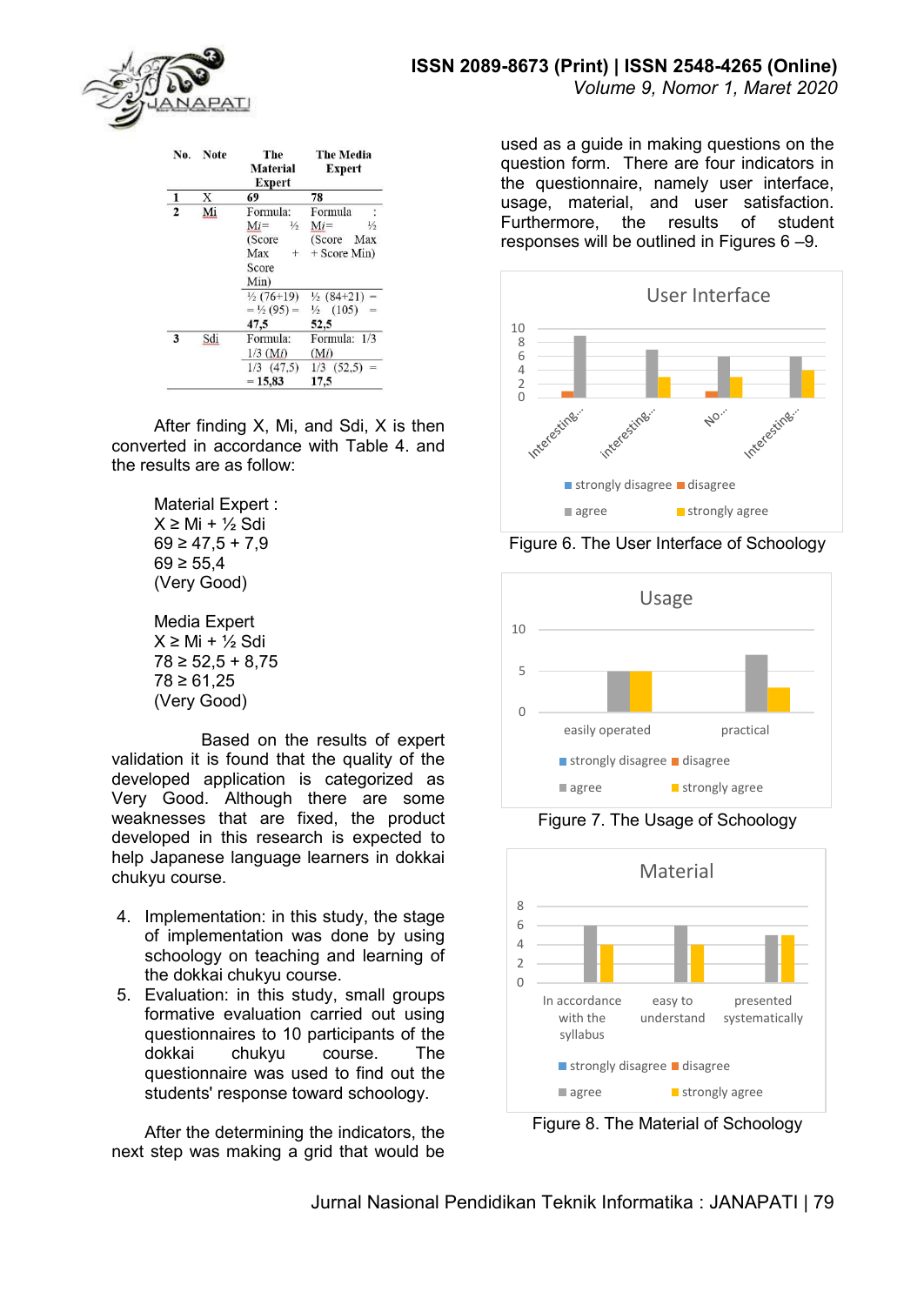| No. | Note | The Material Expert | The Media Expert |
|---|---|---|---|
| 1 | X | 69 | 78 |
| 2 | Mi | Formula: $Mi$= ½ (Score Max + Score Min) | Formula : $Mi$= ½ (Score Max + Score Min) |
| | | ½ (76+19) = ½ (95) = **47,5** | ½ (84+21) = ½ (105) = **52,5** |
| 3 | Sdi | Formula: 1/3 ($Mi$) | Formula: 1/3 ($Mi$) |
| | | 1/3 (47,5) = **15,83** | 1/3 (52,5) = **17,5** |

After finding X, Mi, and Sdi, X is then converted in accordance with Table 4. and the results are as follow:

Material Expert :
X ≥ Mi + ½ Sdi
69 ≥ 47,5 + 7,9
69 ≥ 55,4
(Very Good)

Media Expert
X ≥ Mi + ½ Sdi
78 ≥ 52,5 + 8,75
78 ≥ 61,25
(Very Good)

Based on the results of expert validation it is found that the quality of the developed application is categorized as Very Good. Although there are some weaknesses that are fixed, the product developed in this research is expected to help Japanese language learners in dokkai chukyu course.

4. Implementation: in this study, the stage of implementation was done by using schoology on teaching and learning of the dokkai chukyu course.
5. Evaluation: in this study, small groups formative evaluation carried out using questionnaires to 10 participants of the dokkai chukyu course. The questionnaire was used to find out the students' response toward schoology.

After the determining the indicators, the next step was making a grid that would be used as a guide in making questions on the question form. There are four indicators in the questionnaire, namely user interface, usage, material, and user satisfaction. Furthermore, the results of student responses will be outlined in Figures 6 –9.

Figure 6. The User Interface of Schoology

Figure 7. The Usage of Schoology

Figure 8. The Material of Schoology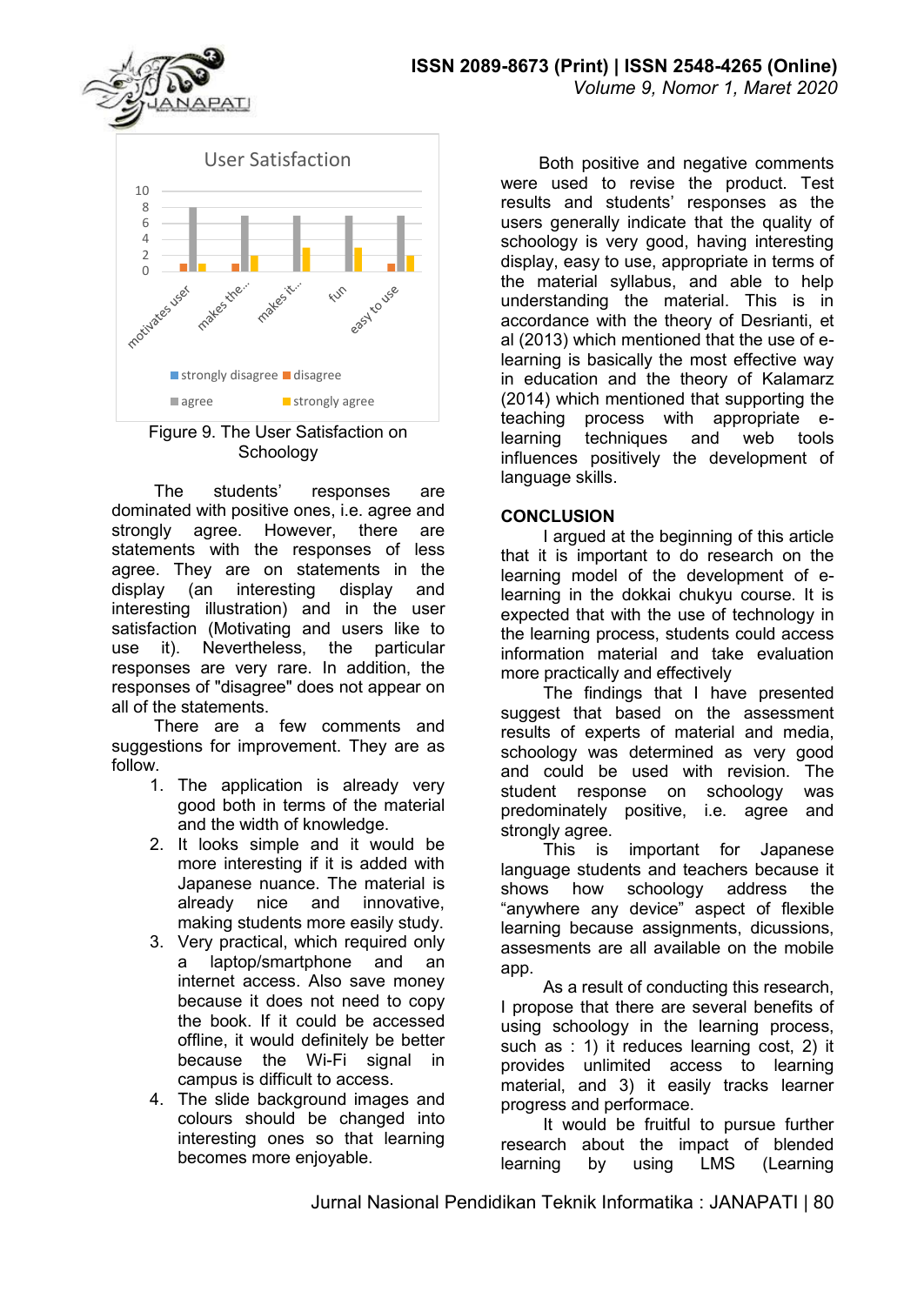Figure 9. The User Satisfaction on Schoology

The students' responses are dominated with positive ones, i.e. agree and strongly agree. However, there are statements with the responses of less agree. They are on statements in the display (an interesting display and interesting illustration) and in the user satisfaction (Motivating and users like to use it). Nevertheless, the particular responses are very rare. In addition, the responses of "disagree" does not appear on all of the statements.

There are a few comments and suggestions for improvement. They are as follow.

1. The application is already very good both in terms of the material and the width of knowledge.
2. It looks simple and it would be more interesting if it is added with Japanese nuance. The material is already nice and innovative, making students more easily study.
3. Very practical, which required only a laptop/smartphone and an internet access. Also save money because it does not need to copy the book. If it could be accessed offline, it would definitely be better because the Wi-Fi signal in campus is difficult to access.
4. The slide background images and colours should be changed into interesting ones so that learning becomes more enjoyable.

Both positive and negative comments were used to revise the product. Test results and students' responses as the users generally indicate that the quality of schoology is very good, having interesting display, easy to use, appropriate in terms of the material syllabus, and able to help understanding the material. This is in accordance with the theory of Desrianti, et al (2013) which mentioned that the use of e-learning is basically the most effective way in education and the theory of Kalamarz (2014) which mentioned that supporting the teaching process with appropriate e-learning techniques and web tools influences positively the development of language skills.

## CONCLUSION

I argued at the beginning of this article that it is important to do research on the learning model of the development of e-learning in the dokkai chukyu course. It is expected that with the use of technology in the learning process, students could access information material and take evaluation more practically and effectively

The findings that I have presented suggest that based on the assessment results of experts of material and media, schoology was determined as very good and could be used with revision. The student response on schoology was predominately positive, i.e. agree and strongly agree.

This is important for Japanese language students and teachers because it shows how schoology address the "anywhere any device" aspect of flexible learning because assignments, dicussions, assesments are all available on the mobile app.

As a result of conducting this research, I propose that there are several benefits of using schoology in the learning process, such as 1) it reduces learning cost, 2) it provides unlimited access to learning material, and 3) it easily tracks learner progress and performance.

It would be fruitful to pursue further research about the impact of blended learning by using LMS (Learning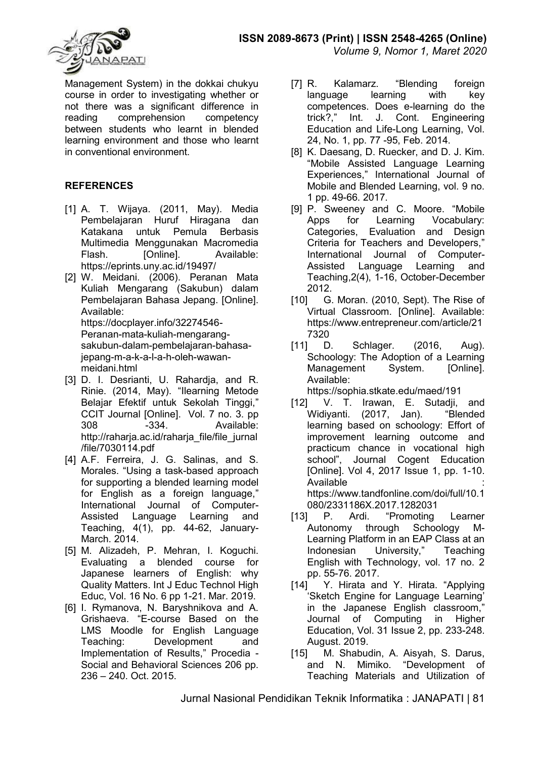Management System) in the dokkai chukyu course in order to investigating whether or not there was a significant difference in reading comprehension competency between students who learnt in blended learning environment and those who learnt in conventional environment.

## REFERENCES

[1] A. T. Wijaya. (2011, May). Media Pembelajaran Huruf Hiragana dan Katakana untuk Pemula Berbasis Multimedia Menggunakan Macromedia Flash. [Online]. Available: https://eprints.uny.ac.id/19497/

[2] W. Meidani. (2006). Peranan Mata Kuliah Mengarang (Sakubun) dalam Pembelajaran Bahasa Jepang. [Online]. Available: https://docplayer.info/32274546-Peranan-mata-kuliah-mengarang-sakubun-dalam-pembelajaran-bahasa-jepang-m-a-k-a-l-a-h-oleh-wawan-meidani.html

[3] D. I. Desrianti, U. Rahardja, and R. Rinie. (2014, May). "Ilearning Metode Belajar Efektif untuk Sekolah Tinggi," CCIT Journal [Online]. Vol. 7 no. 3. pp 308 -334. Available: http://raharja.ac.id/raharja_file/file_jurnal/file/7030114.pdf

[4] A.F. Ferreira, J. G. Salinas, and S. Morales. "Using a task-based approach for supporting a blended learning model for English as a foreign language," International Journal of Computer-Assisted Language Learning and Teaching, 4(1), pp. 44-62, January-March. 2014.

[5] M. Alizadeh, P. Mehran, I. Koguchi. Evaluating a blended course for Japanese learners of English: why Quality Matters. Int J Educ Technol High Educ, Vol. 16 No. 6 pp 1-21. Mar. 2019.

[6] I. Rymanova, N. Baryshnikova and A. Grishaeva. "E-course Based on the LMS Moodle for English Language Teaching: Development and Implementation of Results," Procedia - Social and Behavioral Sciences 206 pp. 236 – 240. Oct. 2015.

[7] R. Kalamarz. "Blending foreign language learning with key competences. Does e-learning do the trick?," Int. J. Cont. Engineering Education and Life-Long Learning, Vol. 24, No. 1, pp. 77 -95, Feb. 2014.

[8] K. Daesang, D. Ruecker, and D. J. Kim. "Mobile Assisted Language Learning Experiences," International Journal of Mobile and Blended Learning, vol. 9 no. 1 pp. 49-66. 2017.

[9] P. Sweeney and C. Moore. "Mobile Apps for Learning Vocabulary: Categories, Evaluation and Design Criteria for Teachers and Developers," International Journal of Computer-Assisted Language Learning and Teaching,2(4), 1-16, October-December 2012.

[10] G. Moran. (2010, Sept). The Rise of Virtual Classroom. [Online]. Available: https://www.entrepreneur.com/article/217320

[11] D. Schlager. (2016, Aug). Schoology: The Adoption of a Learning Management System. [Online]. Available: https://sophia.stkate.edu/maed/191

[12] V. T. Irawan, E. Sutadji, and Widiyanti. (2017, Jan). "Blended learning based on schoology: Effort of improvement learning outcome and practicum chance in vocational high school", Journal Cogent Education [Online]. Vol 4, 2017 Issue 1, pp. 1-10. Available : https://www.tandfonline.com/doi/full/10.1080/2331186X.2017.1282031

[13] P. Ardi. "Promoting Learner Autonomy through Schoology M-Learning Platform in an EAP Class at an Indonesian University," Teaching English with Technology, vol. 17 no. 2 pp. 55-76. 2017.

[14] Y. Hirata and Y. Hirata. "Applying 'Sketch Engine for Language Learning' in the Japanese English classroom," Journal of Computing in Higher Education, Vol. 31 Issue 2, pp. 233-248. August. 2019.

[15] M. Shabudin, A. Aisyah, S. Darus, and N. Mimiko. "Development of Teaching Materials and Utilization of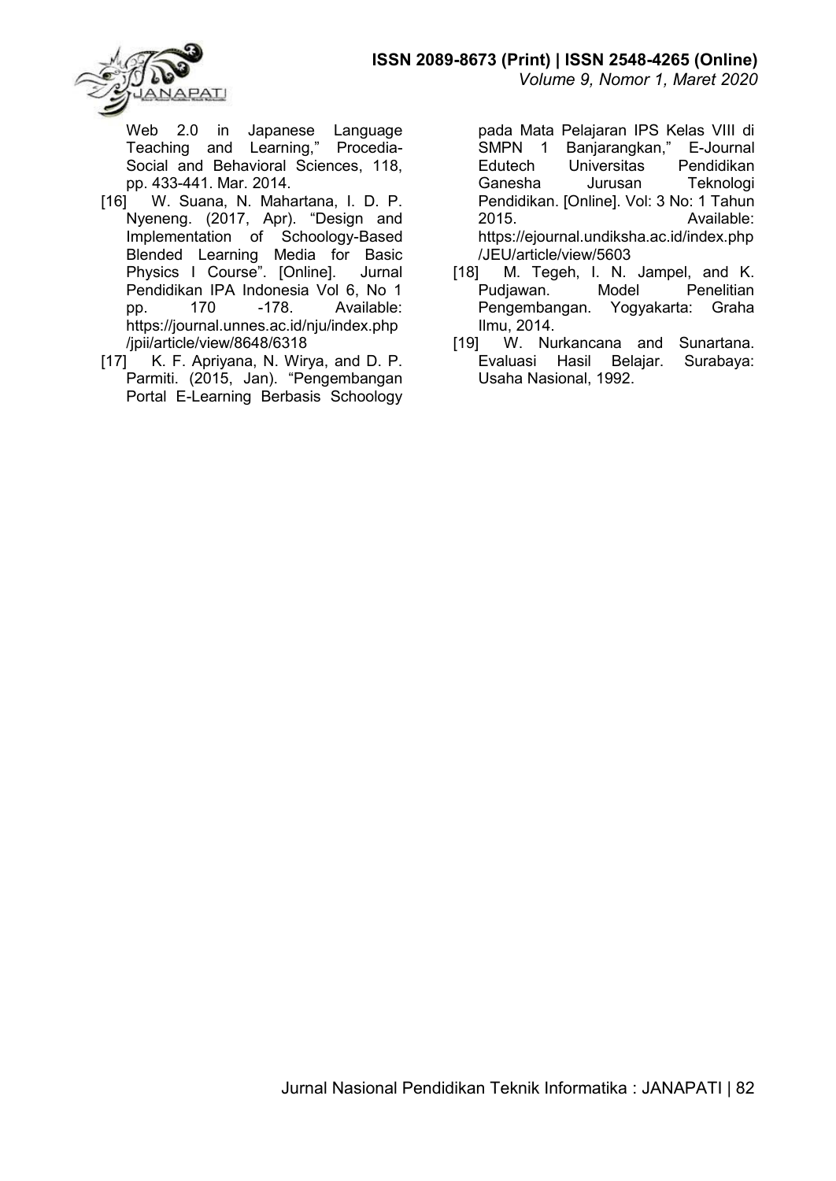Web 2.0 in Japanese Language Teaching and Learning," Procedia-Social and Behavioral Sciences, 118, pp. 433-441. Mar. 2014.

[16] W. Suana, N. Mahartana, I. D. P. Nyeneng. (2017, Apr). "Design and Implementation of Schoology-Based Blended Learning Media for Basic Physics I Course". [Online]. Jurnal Pendidikan IPA Indonesia Vol 6, No 1 pp. 170 -178. Available: https://journal.unnes.ac.id/nju/index.php/jpii/article/view/8648/6318

[17] K. F. Apriyana, N. Wirya, and D. P. Parmiti. (2015, Jan). "Pengembangan Portal E-Learning Berbasis Schoology pada Mata Pelajaran IPS Kelas VIII di SMPN 1 Banjarangkan," E-Journal Edutech Universitas Pendidikan Ganesha Jurusan Teknologi Pendidikan. [Online]. Vol: 3 No: 1 Tahun 2015. Available: https://ejournal.undiksha.ac.id/index.php/JEU/article/view/5603

[18] M. Tegeh, I. N. Jampel, and K. Pudjawan. Model Penelitian Pengembangan. Yogyakarta: Graha Ilmu, 2014.

[19] W. Nurkancana and Sunartana. Evaluasi Hasil Belajar. Surabaya: Usaha Nasional, 1992.